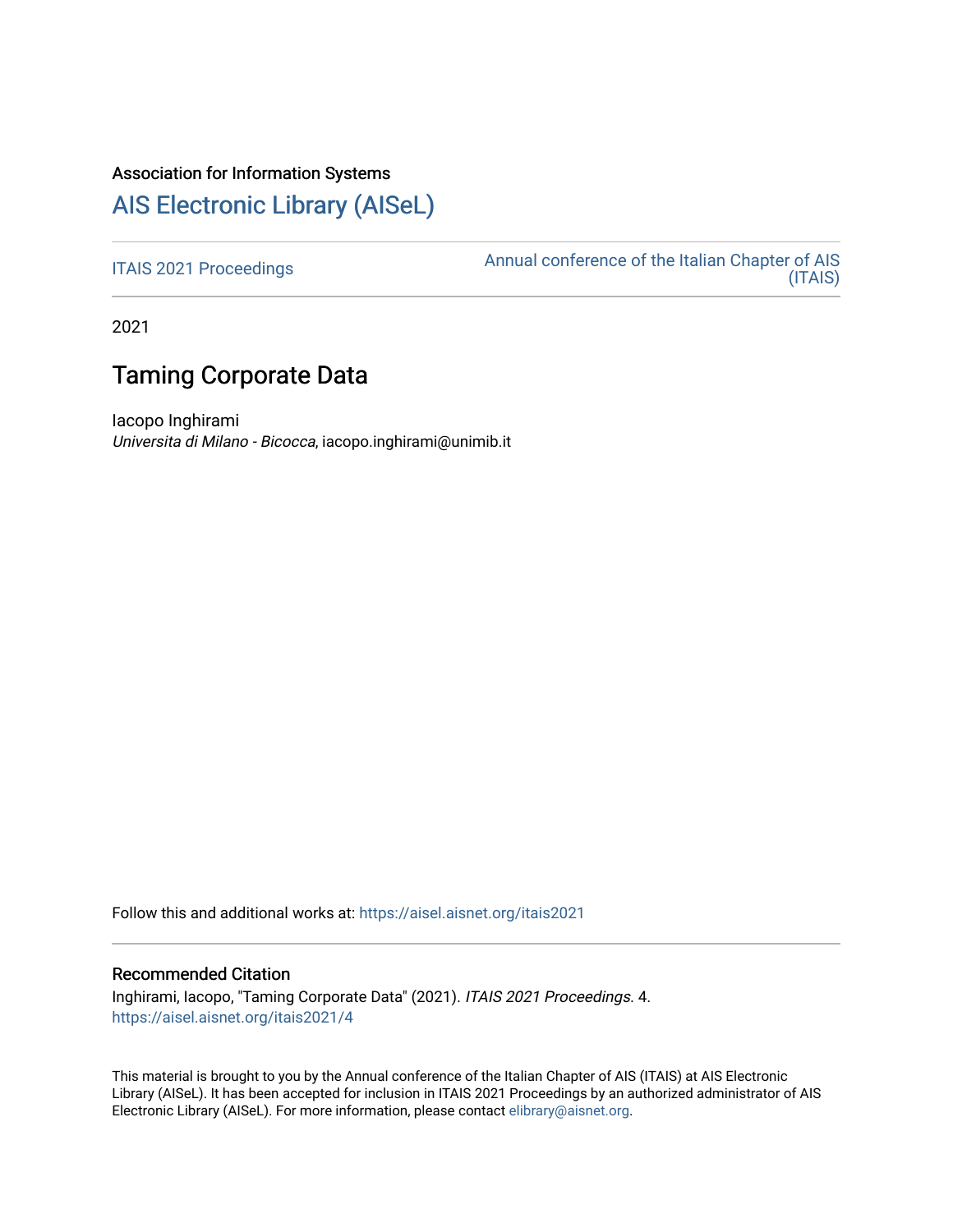Association for Information Systems

# AIS Electronic Library (AISeL)

ITAIS 2021 Proceedings

Annual conference of the Italian Chapter of AIS (ITAIS)

2021

## Taming Corporate Data

Iacopo Inghirami
*Universita di Milano - Bicocca*, iacopo.inghirami@unimib.it

Follow this and additional works at: https://aisel.aisnet.org/itais2021

### Recommended Citation

Inghirami, Iacopo, "Taming Corporate Data" (2021). *ITAIS 2021 Proceedings*. 4.
https://aisel.aisnet.org/itais2021/4

This material is brought to you by the Annual conference of the Italian Chapter of AIS (ITAIS) at AIS Electronic Library (AISeL). It has been accepted for inclusion in ITAIS 2021 Proceedings by an authorized administrator of AIS Electronic Library (AISeL). For more information, please contact elibrary@aisnet.org.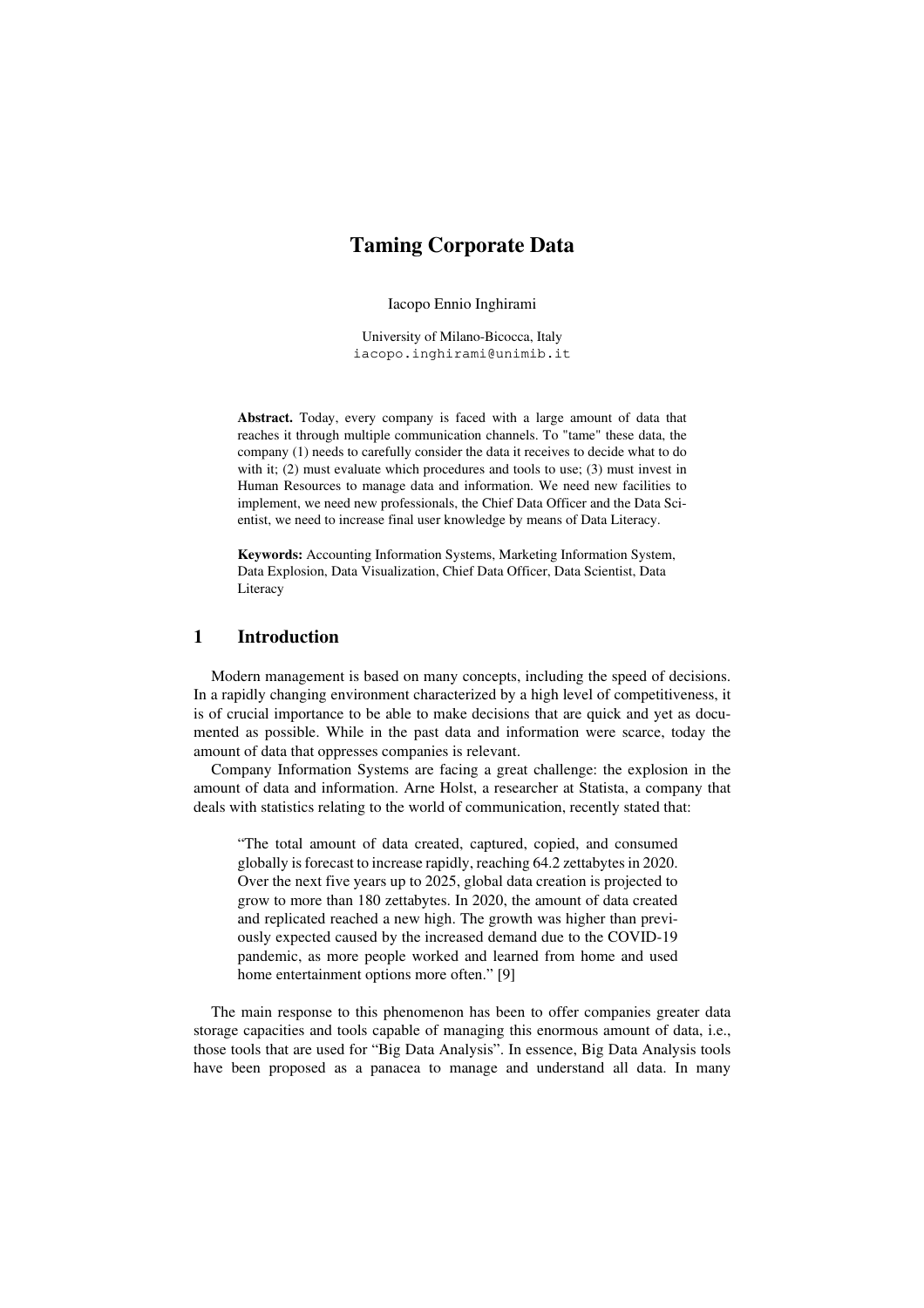# Taming Corporate Data

Iacopo Ennio Inghirami

University of Milano-Bicocca, Italy
iacopo.inghirami@unimib.it

**Abstract.** Today, every company is faced with a large amount of data that reaches it through multiple communication channels. To "tame" these data, the company (1) needs to carefully consider the data it receives to decide what to do with it; (2) must evaluate which procedures and tools to use; (3) must invest in Human Resources to manage data and information. We need new facilities to implement, we need new professionals, the Chief Data Officer and the Data Scientist, we need to increase final user knowledge by means of Data Literacy.

**Keywords:** Accounting Information Systems, Marketing Information System, Data Explosion, Data Visualization, Chief Data Officer, Data Scientist, Data Literacy

## 1 Introduction

Modern management is based on many concepts, including the speed of decisions. In a rapidly changing environment characterized by a high level of competitiveness, it is of crucial importance to be able to make decisions that are quick and yet as documented as possible. While in the past data and information were scarce, today the amount of data that oppresses companies is relevant.

Company Information Systems are facing a great challenge: the explosion in the amount of data and information. Arne Holst, a researcher at Statista, a company that deals with statistics relating to the world of communication, recently stated that:

> "The total amount of data created, captured, copied, and consumed globally is forecast to increase rapidly, reaching 64.2 zettabytes in 2020. Over the next five years up to 2025, global data creation is projected to grow to more than 180 zettabytes. In 2020, the amount of data created and replicated reached a new high. The growth was higher than previously expected caused by the increased demand due to the COVID-19 pandemic, as more people worked and learned from home and used home entertainment options more often." [9]

The main response to this phenomenon has been to offer companies greater data storage capacities and tools capable of managing this enormous amount of data, i.e., those tools that are used for "Big Data Analysis". In essence, Big Data Analysis tools have been proposed as a panacea to manage and understand all data. In many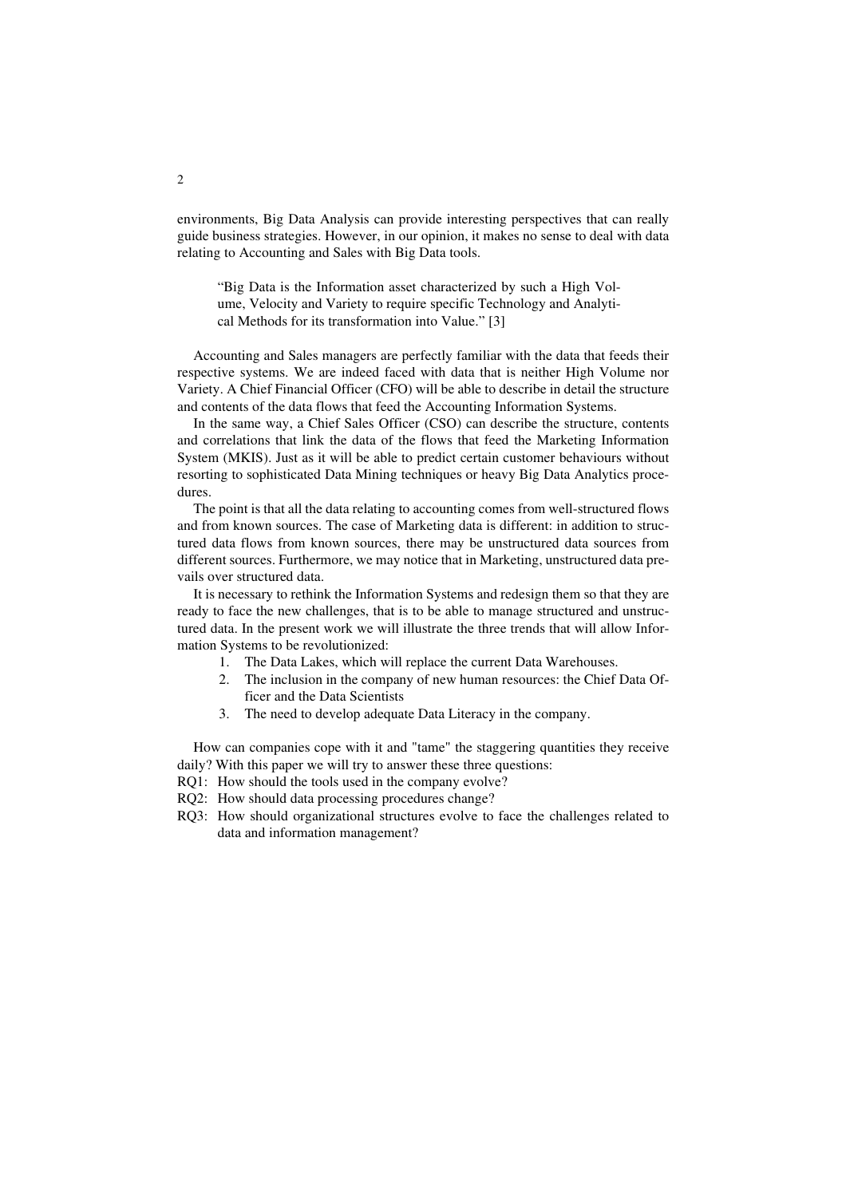environments, Big Data Analysis can provide interesting perspectives that can really guide business strategies. However, in our opinion, it makes no sense to deal with data relating to Accounting and Sales with Big Data tools.

> "Big Data is the Information asset characterized by such a High Volume, Velocity and Variety to require specific Technology and Analytical Methods for its transformation into Value." [3]

Accounting and Sales managers are perfectly familiar with the data that feeds their respective systems. We are indeed faced with data that is neither High Volume nor Variety. A Chief Financial Officer (CFO) will be able to describe in detail the structure and contents of the data flows that feed the Accounting Information Systems.

In the same way, a Chief Sales Officer (CSO) can describe the structure, contents and correlations that link the data of the flows that feed the Marketing Information System (MKIS). Just as it will be able to predict certain customer behaviours without resorting to sophisticated Data Mining techniques or heavy Big Data Analytics procedures.

The point is that all the data relating to accounting comes from well-structured flows and from known sources. The case of Marketing data is different: in addition to structured data flows from known sources, there may be unstructured data sources from different sources. Furthermore, we may notice that in Marketing, unstructured data prevails over structured data.

It is necessary to rethink the Information Systems and redesign them so that they are ready to face the new challenges, that is to be able to manage structured and unstructured data. In the present work we will illustrate the three trends that will allow Information Systems to be revolutionized:

1. The Data Lakes, which will replace the current Data Warehouses.
2. The inclusion in the company of new human resources: the Chief Data Officer and the Data Scientists
3. The need to develop adequate Data Literacy in the company.

How can companies cope with it and "tame" the staggering quantities they receive daily? With this paper we will try to answer these three questions:

RQ1: How should the tools used in the company evolve?

RQ2: How should data processing procedures change?

RQ3: How should organizational structures evolve to face the challenges related to data and information management?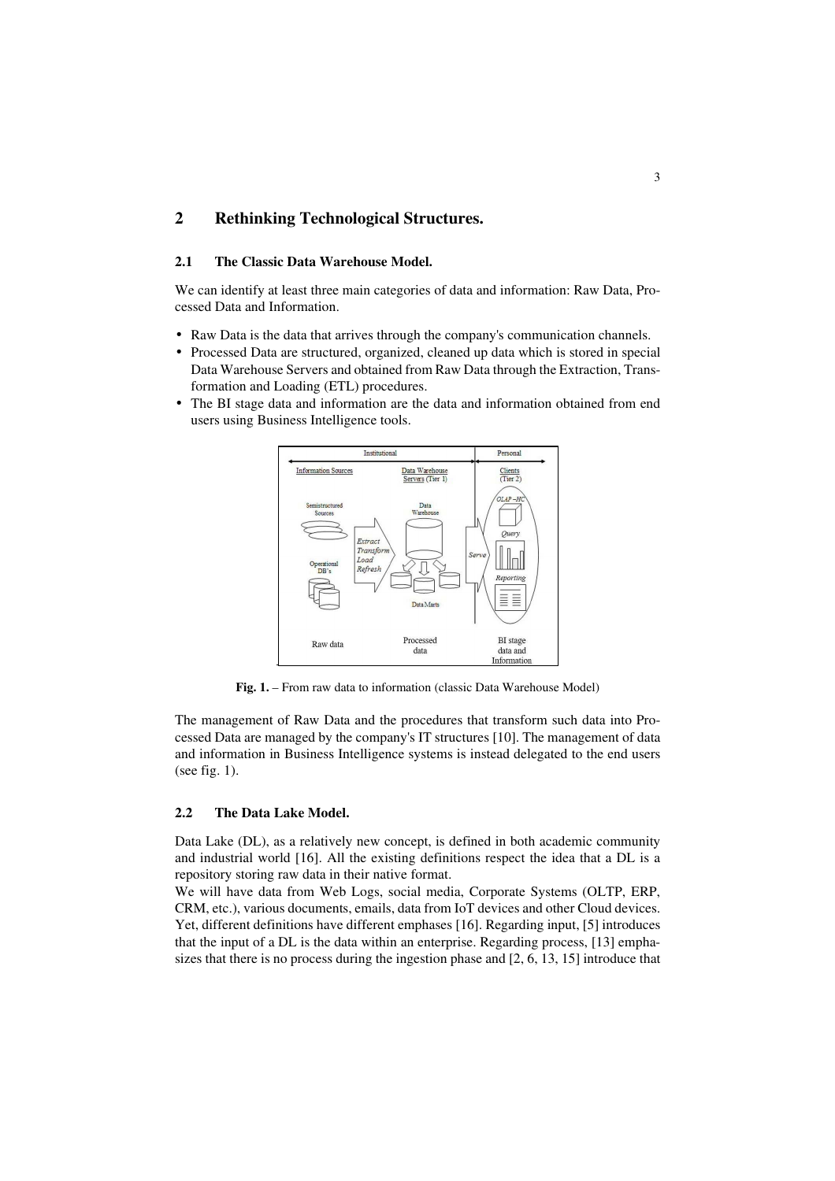## 2 Rethinking Technological Structures.

### 2.1 The Classic Data Warehouse Model.

We can identify at least three main categories of data and information: Raw Data, Processed Data and Information.

- Raw Data is the data that arrives through the company's communication channels.
- Processed Data are structured, organized, cleaned up data which is stored in special Data Warehouse Servers and obtained from Raw Data through the Extraction, Transformation and Loading (ETL) procedures.
- The BI stage data and information are the data and information obtained from end users using Business Intelligence tools.

Institutional
Personal
Information Sources
Data Warehouse Servers (Tier 1)
Clients (Tier 2)
Semistructured Sources
Operational DB's
Extract Transform Load Refresh
Data Warehouse
Data Marts
Serve
OLAP –HC
Query
Reporting
Raw data
Processed data
BI stage data and Information

**Fig. 1.** – From raw data to information (classic Data Warehouse Model)

The management of Raw Data and the procedures that transform such data into Processed Data are managed by the company's IT structures [10]. The management of data and information in Business Intelligence systems is instead delegated to the end users (see fig. 1).

### 2.2 The Data Lake Model.

Data Lake (DL), as a relatively new concept, is defined in both academic community and industrial world [16]. All the existing definitions respect the idea that a DL is a repository storing raw data in their native format.
We will have data from Web Logs, social media, Corporate Systems (OLTP, ERP, CRM, etc.), various documents, emails, data from IoT devices and other Cloud devices. Yet, different definitions have different emphases [16]. Regarding input, [5] introduces that the input of a DL is the data within an enterprise. Regarding process, [13] emphasizes that there is no process during the ingestion phase and [2, 6, 13, 15] introduce that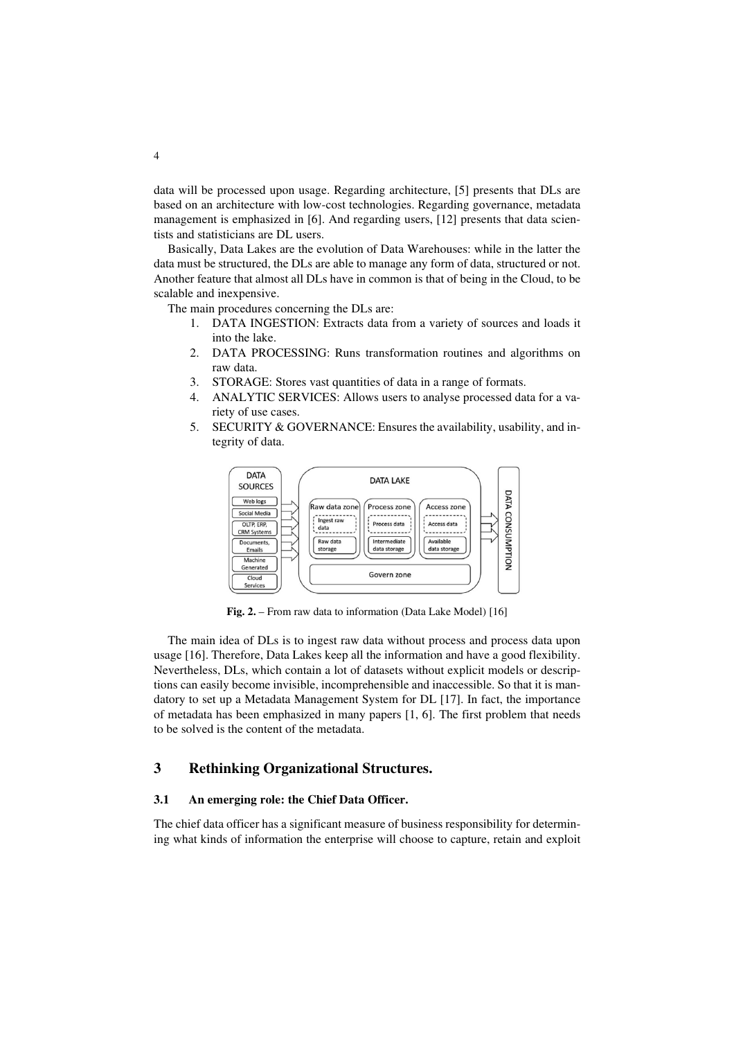data will be processed upon usage. Regarding architecture, [5] presents that DLs are based on an architecture with low-cost technologies. Regarding governance, metadata management is emphasized in [6]. And regarding users, [12] presents that data scientists and statisticians are DL users.

Basically, Data Lakes are the evolution of Data Warehouses: while in the latter the data must be structured, the DLs are able to manage any form of data, structured or not. Another feature that almost all DLs have in common is that of being in the Cloud, to be scalable and inexpensive.

The main procedures concerning the DLs are:

1. DATA INGESTION: Extracts data from a variety of sources and loads it into the lake.
2. DATA PROCESSING: Runs transformation routines and algorithms on raw data.
3. STORAGE: Stores vast quantities of data in a range of formats.
4. ANALYTIC SERVICES: Allows users to analyse processed data for a variety of use cases.
5. SECURITY & GOVERNANCE: Ensures the availability, usability, and integrity of data.

DATA SOURCES
Web logs
Social Media
OLTP, ERP, CRM Systems
Documents, Emails
Machine Generated
Cloud Services
DATA LAKE
Raw data zone
Ingest raw data
Raw data storage
Process zone
Process data
Intermediate data storage
Access zone
Access data
Available data storage
Govern zone
DATA CONSUMPTION

**Fig. 2.** – From raw data to information (Data Lake Model) [16]

The main idea of DLs is to ingest raw data without process and process data upon usage [16]. Therefore, Data Lakes keep all the information and have a good flexibility. Nevertheless, DLs, which contain a lot of datasets without explicit models or descriptions can easily become invisible, incomprehensible and inaccessible. So that it is mandatory to set up a Metadata Management System for DL [17]. In fact, the importance of metadata has been emphasized in many papers [1, 6]. The first problem that needs to be solved is the content of the metadata.

## 3 Rethinking Organizational Structures.

### 3.1 An emerging role: the Chief Data Officer.

The chief data officer has a significant measure of business responsibility for determining what kinds of information the enterprise will choose to capture, retain and exploit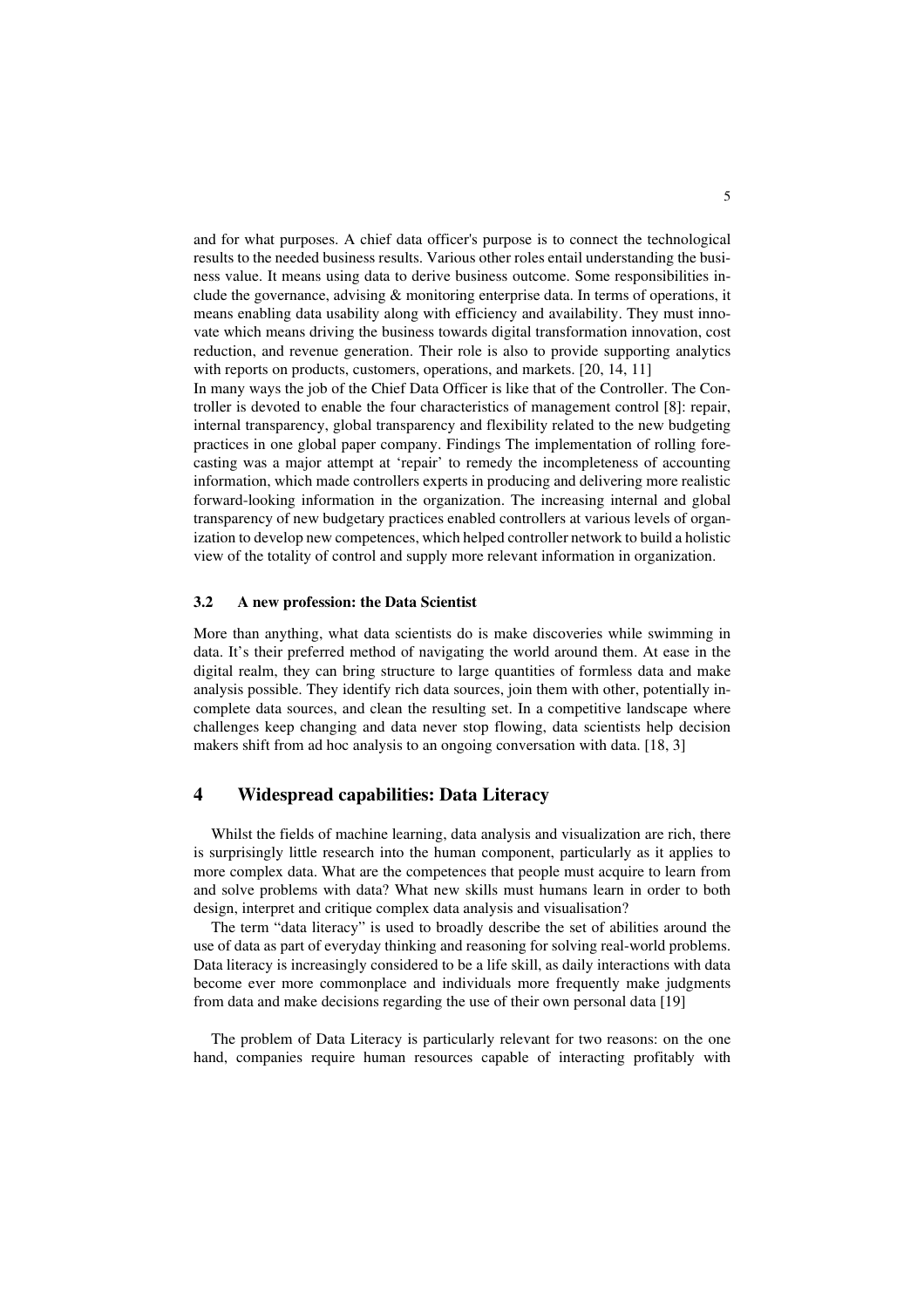and for what purposes. A chief data officer's purpose is to connect the technological results to the needed business results. Various other roles entail understanding the business value. It means using data to derive business outcome. Some responsibilities include the governance, advising & monitoring enterprise data. In terms of operations, it means enabling data usability along with efficiency and availability. They must innovate which means driving the business towards digital transformation innovation, cost reduction, and revenue generation. Their role is also to provide supporting analytics with reports on products, customers, operations, and markets. [20, 14, 11]

In many ways the job of the Chief Data Officer is like that of the Controller. The Controller is devoted to enable the four characteristics of management control [8]: repair, internal transparency, global transparency and flexibility related to the new budgeting practices in one global paper company. Findings The implementation of rolling forecasting was a major attempt at 'repair' to remedy the incompleteness of accounting information, which made controllers experts in producing and delivering more realistic forward-looking information in the organization. The increasing internal and global transparency of new budgetary practices enabled controllers at various levels of organization to develop new competences, which helped controller network to build a holistic view of the totality of control and supply more relevant information in organization.

### 3.2 A new profession: the Data Scientist

More than anything, what data scientists do is make discoveries while swimming in data. It's their preferred method of navigating the world around them. At ease in the digital realm, they can bring structure to large quantities of formless data and make analysis possible. They identify rich data sources, join them with other, potentially incomplete data sources, and clean the resulting set. In a competitive landscape where challenges keep changing and data never stop flowing, data scientists help decision makers shift from ad hoc analysis to an ongoing conversation with data. [18, 3]

## 4 Widespread capabilities: Data Literacy

Whilst the fields of machine learning, data analysis and visualization are rich, there is surprisingly little research into the human component, particularly as it applies to more complex data. What are the competences that people must acquire to learn from and solve problems with data? What new skills must humans learn in order to both design, interpret and critique complex data analysis and visualisation?

The term "data literacy" is used to broadly describe the set of abilities around the use of data as part of everyday thinking and reasoning for solving real-world problems. Data literacy is increasingly considered to be a life skill, as daily interactions with data become ever more commonplace and individuals more frequently make judgments from data and make decisions regarding the use of their own personal data [19]

The problem of Data Literacy is particularly relevant for two reasons: on the one hand, companies require human resources capable of interacting profitably with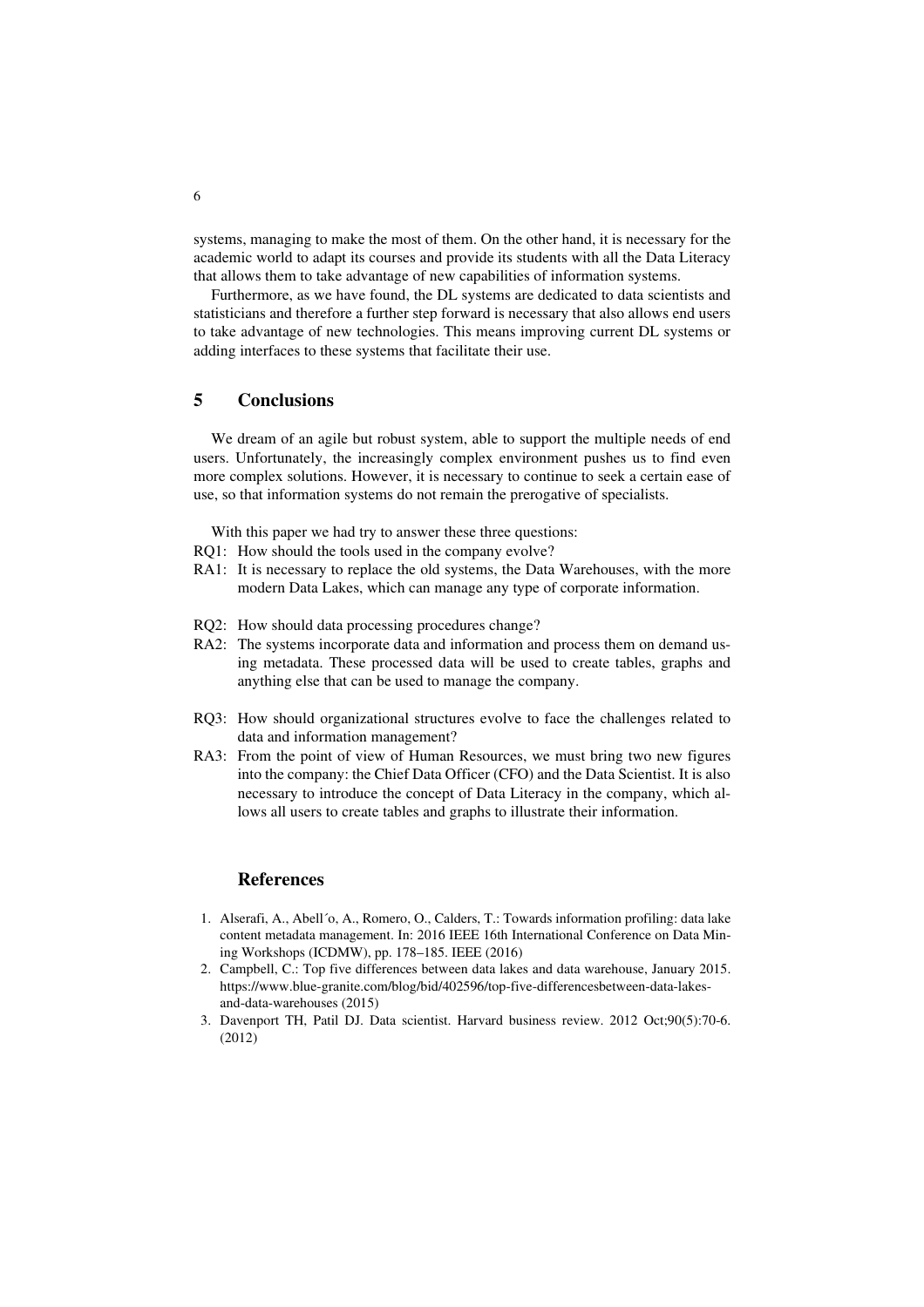systems, managing to make the most of them. On the other hand, it is necessary for the academic world to adapt its courses and provide its students with all the Data Literacy that allows them to take advantage of new capabilities of information systems.

Furthermore, as we have found, the DL systems are dedicated to data scientists and statisticians and therefore a further step forward is necessary that also allows end users to take advantage of new technologies. This means improving current DL systems or adding interfaces to these systems that facilitate their use.

## 5 Conclusions

We dream of an agile but robust system, able to support the multiple needs of end users. Unfortunately, the increasingly complex environment pushes us to find even more complex solutions. However, it is necessary to continue to seek a certain ease of use, so that information systems do not remain the prerogative of specialists.

With this paper we had try to answer these three questions:

RQ1: How should the tools used in the company evolve?

RA1: It is necessary to replace the old systems, the Data Warehouses, with the more modern Data Lakes, which can manage any type of corporate information.

RQ2: How should data processing procedures change?

RA2: The systems incorporate data and information and process them on demand using metadata. These processed data will be used to create tables, graphs and anything else that can be used to manage the company.

RQ3: How should organizational structures evolve to face the challenges related to data and information management?

RA3: From the point of view of Human Resources, we must bring two new figures into the company: the Chief Data Officer (CFO) and the Data Scientist. It is also necessary to introduce the concept of Data Literacy in the company, which allows all users to create tables and graphs to illustrate their information.

## References

1. Alserafi, A., Abell´o, A., Romero, O., Calders, T.: Towards information profiling: data lake content metadata management. In: 2016 IEEE 16th International Conference on Data Mining Workshops (ICDMW), pp. 178–185. IEEE (2016)
2. Campbell, C.: Top five differences between data lakes and data warehouse, January 2015. https://www.blue-granite.com/blog/bid/402596/top-five-differencesbetween-data-lakes-and-data-warehouses (2015)
3. Davenport TH, Patil DJ. Data scientist. Harvard business review. 2012 Oct;90(5):70-6. (2012)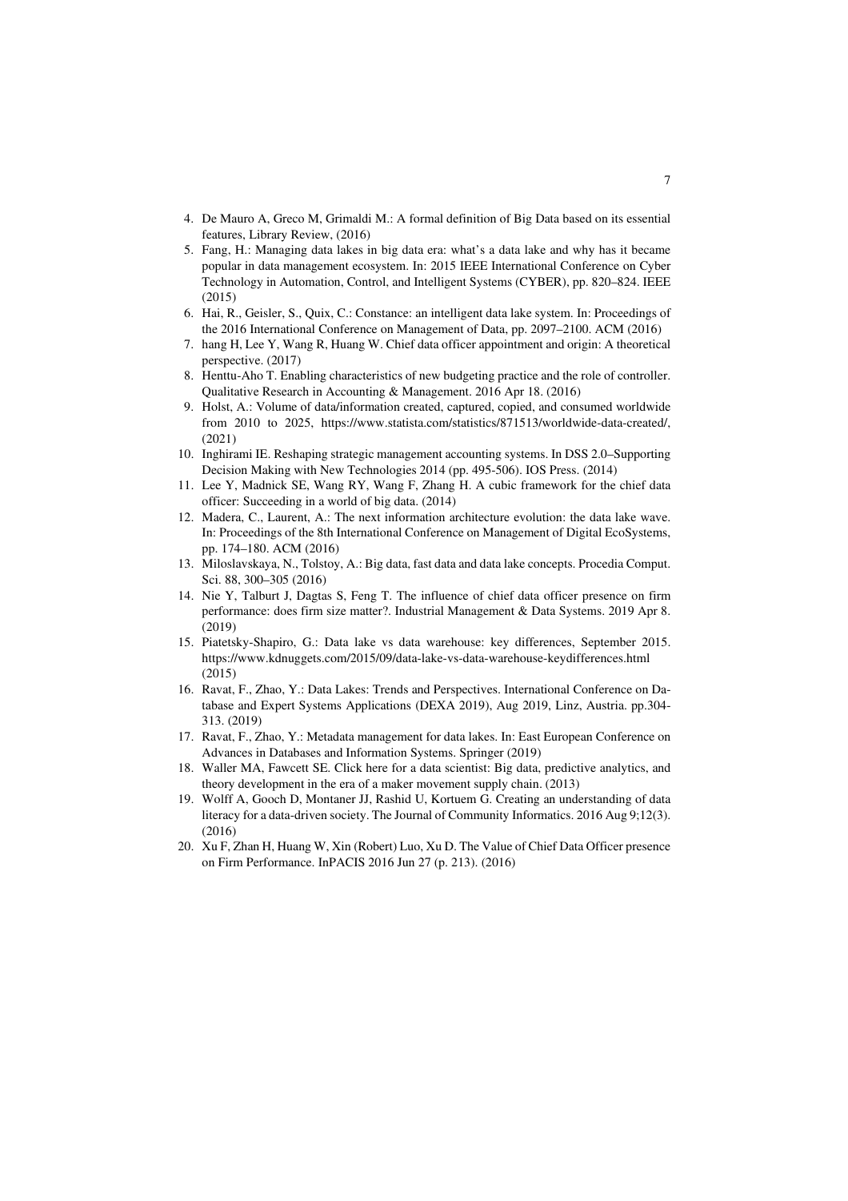4. De Mauro A, Greco M, Grimaldi M.: A formal definition of Big Data based on its essential features, Library Review, (2016)
5. Fang, H.: Managing data lakes in big data era: what's a data lake and why has it became popular in data management ecosystem. In: 2015 IEEE International Conference on Cyber Technology in Automation, Control, and Intelligent Systems (CYBER), pp. 820–824. IEEE (2015)
6. Hai, R., Geisler, S., Quix, C.: Constance: an intelligent data lake system. In: Proceedings of the 2016 International Conference on Management of Data, pp. 2097–2100. ACM (2016)
7. hang H, Lee Y, Wang R, Huang W. Chief data officer appointment and origin: A theoretical perspective. (2017)
8. Henttu-Aho T. Enabling characteristics of new budgeting practice and the role of controller. Qualitative Research in Accounting & Management. 2016 Apr 18. (2016)
9. Holst, A.: Volume of data/information created, captured, copied, and consumed worldwide from 2010 to 2025, https://www.statista.com/statistics/871513/worldwide-data-created/, (2021)
10. Inghirami IE. Reshaping strategic management accounting systems. In DSS 2.0–Supporting Decision Making with New Technologies 2014 (pp. 495-506). IOS Press. (2014)
11. Lee Y, Madnick SE, Wang RY, Wang F, Zhang H. A cubic framework for the chief data officer: Succeeding in a world of big data. (2014)
12. Madera, C., Laurent, A.: The next information architecture evolution: the data lake wave. In: Proceedings of the 8th International Conference on Management of Digital EcoSystems, pp. 174–180. ACM (2016)
13. Miloslavskaya, N., Tolstoy, A.: Big data, fast data and data lake concepts. Procedia Comput. Sci. 88, 300–305 (2016)
14. Nie Y, Talburt J, Dagtas S, Feng T. The influence of chief data officer presence on firm performance: does firm size matter?. Industrial Management & Data Systems. 2019 Apr 8. (2019)
15. Piatetsky-Shapiro, G.: Data lake vs data warehouse: key differences, September 2015. https://www.kdnuggets.com/2015/09/data-lake-vs-data-warehouse-keydifferences.html (2015)
16. Ravat, F., Zhao, Y.: Data Lakes: Trends and Perspectives. International Conference on Database and Expert Systems Applications (DEXA 2019), Aug 2019, Linz, Austria. pp.304-313. (2019)
17. Ravat, F., Zhao, Y.: Metadata management for data lakes. In: East European Conference on Advances in Databases and Information Systems. Springer (2019)
18. Waller MA, Fawcett SE. Click here for a data scientist: Big data, predictive analytics, and theory development in the era of a maker movement supply chain. (2013)
19. Wolff A, Gooch D, Montaner JJ, Rashid U, Kortuem G. Creating an understanding of data literacy for a data-driven society. The Journal of Community Informatics. 2016 Aug 9;12(3). (2016)
20. Xu F, Zhan H, Huang W, Xin (Robert) Luo, Xu D. The Value of Chief Data Officer presence on Firm Performance. InPACIS 2016 Jun 27 (p. 213). (2016)